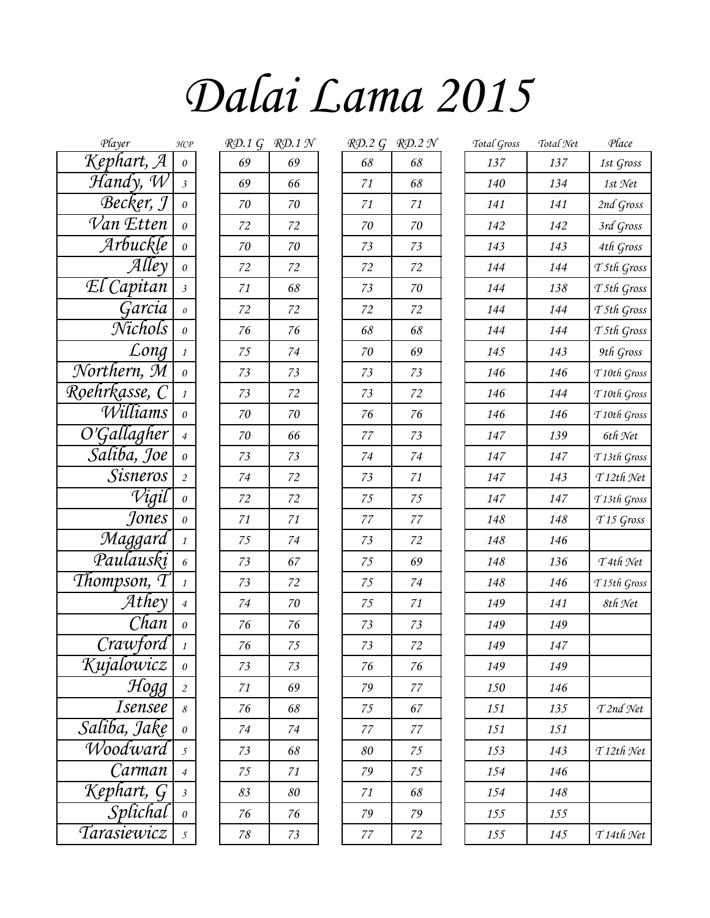# Dalai Lama 2015

| Player | HCP | RD.1 G | RD.1 N | RD.2 G | RD.2 N | Total Gross | Total Net | Place |
|---|---|---|---|---|---|---|---|---|
| Kephart, A | 0 | 69 | 69 | 68 | 68 | 137 | 137 | 1st Gross |
| Handy, W | 3 | 69 | 66 | 71 | 68 | 140 | 134 | 1st Net |
| Becker, J | 0 | 70 | 70 | 71 | 71 | 141 | 141 | 2nd Gross |
| Van Etten | 0 | 72 | 72 | 70 | 70 | 142 | 142 | 3rd Gross |
| Arbuckle | 0 | 70 | 70 | 73 | 73 | 143 | 143 | 4th Gross |
| Alley | 0 | 72 | 72 | 72 | 72 | 144 | 144 | T 5th Gross |
| El Capitan | 3 | 71 | 68 | 73 | 70 | 144 | 138 | T 5th Gross |
| Garcia | 0 | 72 | 72 | 72 | 72 | 144 | 144 | T 5th Gross |
| Nichols | 0 | 76 | 76 | 68 | 68 | 144 | 144 | T 5th Gross |
| Long | 1 | 75 | 74 | 70 | 69 | 145 | 143 | 9th Gross |
| Northern, M | 0 | 73 | 73 | 73 | 73 | 146 | 146 | T 10th Gross |
| Roehrkasse, C | 1 | 73 | 72 | 73 | 72 | 146 | 144 | T 10th Gross |
| Williams | 0 | 70 | 70 | 76 | 76 | 146 | 146 | T 10th Gross |
| O'Gallagher | 4 | 70 | 66 | 77 | 73 | 147 | 139 | 6th Net |
| Saliba, Joe | 0 | 73 | 73 | 74 | 74 | 147 | 147 | T 13th Gross |
| Sisneros | 2 | 74 | 72 | 73 | 71 | 147 | 143 | T 12th Net |
| Vigil | 0 | 72 | 72 | 75 | 75 | 147 | 147 | T 13th Gross |
| Jones | 0 | 71 | 71 | 77 | 77 | 148 | 148 | T 15 Gross |
| Maggard | 1 | 75 | 74 | 73 | 72 | 148 | 146 | |
| Paulauski | 6 | 73 | 67 | 75 | 69 | 148 | 136 | T 4th Net |
| Thompson, T | 1 | 73 | 72 | 75 | 74 | 148 | 146 | T 15th Gross |
| Athey | 4 | 74 | 70 | 75 | 71 | 149 | 141 | 8th Net |
| Chan | 0 | 76 | 76 | 73 | 73 | 149 | 149 | |
| Crawford | 1 | 76 | 75 | 73 | 72 | 149 | 147 | |
| Kujalowicz | 0 | 73 | 73 | 76 | 76 | 149 | 149 | |
| Hogg | 2 | 71 | 69 | 79 | 77 | 150 | 146 | |
| Isensee | 8 | 76 | 68 | 75 | 67 | 151 | 135 | T 2nd Net |
| Saliba, Jake | 0 | 74 | 74 | 77 | 77 | 151 | 151 | |
| Woodward | 5 | 73 | 68 | 80 | 75 | 153 | 143 | T 12th Net |
| Carman | 4 | 75 | 71 | 79 | 75 | 154 | 146 | |
| Kephart, G | 3 | 83 | 80 | 71 | 68 | 154 | 148 | |
| Splichal | 0 | 76 | 76 | 79 | 79 | 155 | 155 | |
| Tarasiewicz | 5 | 78 | 73 | 77 | 72 | 155 | 145 | T 14th Net |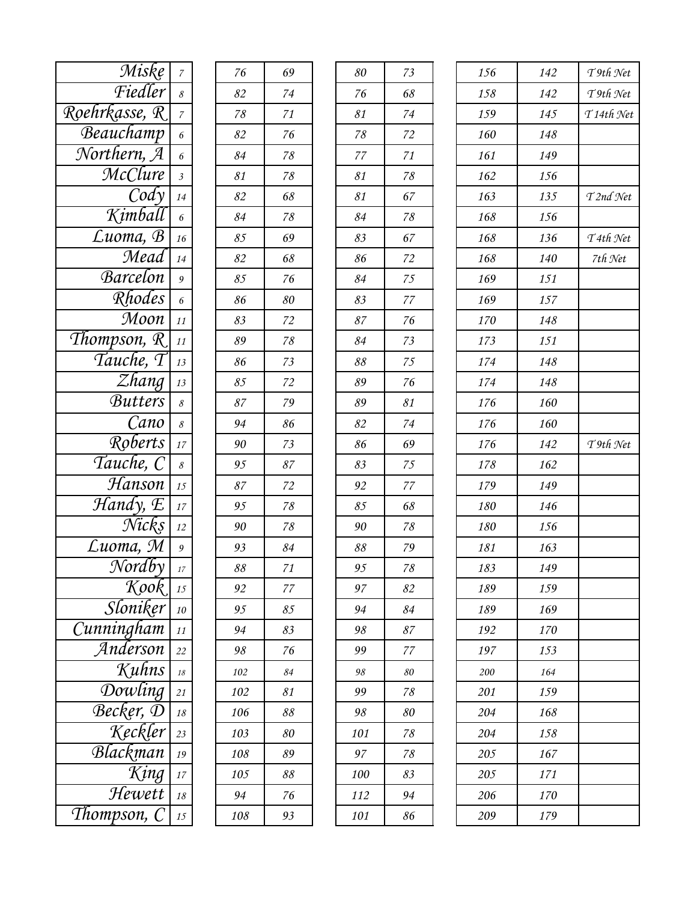| | | | | | | | | |
|---|---|---|---|---|---|---|---|---|
| Miske | 7 | 76 | 69 | 80 | 73 | 156 | 142 | T 9th Net |
| Fiedler | 8 | 82 | 74 | 76 | 68 | 158 | 142 | T 9th Net |
| Roehrkasse, R | 7 | 78 | 71 | 81 | 74 | 159 | 145 | T 14th Net |
| Beauchamp | 6 | 82 | 76 | 78 | 72 | 160 | 148 | |
| Northern, A | 6 | 84 | 78 | 77 | 71 | 161 | 149 | |
| McClure | 3 | 81 | 78 | 81 | 78 | 162 | 156 | |
| Cody | 14 | 82 | 68 | 81 | 67 | 163 | 135 | T 2nd Net |
| Kimball | 6 | 84 | 78 | 84 | 78 | 168 | 156 | |
| Luoma, B | 16 | 85 | 69 | 83 | 67 | 168 | 136 | T 4th Net |
| Mead | 14 | 82 | 68 | 86 | 72 | 168 | 140 | 7th Net |
| Barcelon | 9 | 85 | 76 | 84 | 75 | 169 | 151 | |
| Rhodes | 6 | 86 | 80 | 83 | 77 | 169 | 157 | |
| Moon | 11 | 83 | 72 | 87 | 76 | 170 | 148 | |
| Thompson, R | 11 | 89 | 78 | 84 | 73 | 173 | 151 | |
| Tauche, T | 13 | 86 | 73 | 88 | 75 | 174 | 148 | |
| Zhang | 13 | 85 | 72 | 89 | 76 | 174 | 148 | |
| Butters | 8 | 87 | 79 | 89 | 81 | 176 | 160 | |
| Cano | 8 | 94 | 86 | 82 | 74 | 176 | 160 | |
| Roberts | 17 | 90 | 73 | 86 | 69 | 176 | 142 | T 9th Net |
| Tauche, C | 8 | 95 | 87 | 83 | 75 | 178 | 162 | |
| Hanson | 15 | 87 | 72 | 92 | 77 | 179 | 149 | |
| Handy, E | 17 | 95 | 78 | 85 | 68 | 180 | 146 | |
| Nicks | 12 | 90 | 78 | 90 | 78 | 180 | 156 | |
| Luoma, M | 9 | 93 | 84 | 88 | 79 | 181 | 163 | |
| Nordby | 17 | 88 | 71 | 95 | 78 | 183 | 149 | |
| Kook | 15 | 92 | 77 | 97 | 82 | 189 | 159 | |
| Sloniker | 10 | 95 | 85 | 94 | 84 | 189 | 169 | |
| Cunningham | 11 | 94 | 83 | 98 | 87 | 192 | 170 | |
| Anderson | 22 | 98 | 76 | 99 | 77 | 197 | 153 | |
| Kuhns | 18 | 102 | 84 | 98 | 80 | 200 | 164 | |
| Dowling | 21 | 102 | 81 | 99 | 78 | 201 | 159 | |
| Becker, D | 18 | 106 | 88 | 98 | 80 | 204 | 168 | |
| Keckler | 23 | 103 | 80 | 101 | 78 | 204 | 158 | |
| Blackman | 19 | 108 | 89 | 97 | 78 | 205 | 167 | |
| King | 17 | 105 | 88 | 100 | 83 | 205 | 171 | |
| Hewett | 18 | 94 | 76 | 112 | 94 | 206 | 170 | |
| Thompson, C | 15 | 108 | 93 | 101 | 86 | 209 | 179 | |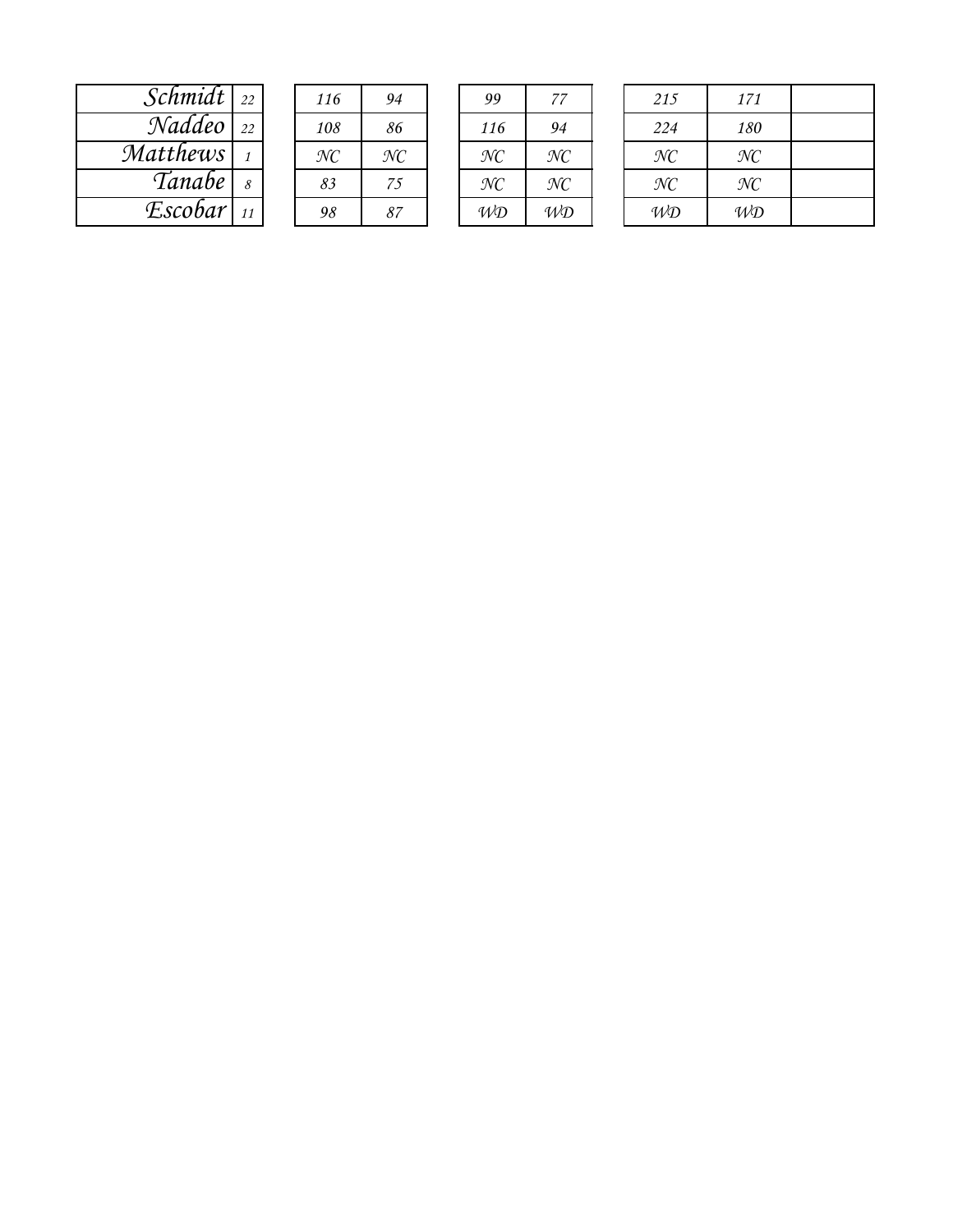| | | | | | | | | |
|---|---|---|---|---|---|---|---|---|
| *Schmidt* | *22* | *116* | *94* | *99* | *77* | *215* | *171* | |
| *Naddeo* | *22* | *108* | *86* | *116* | *94* | *224* | *180* | |
| *Matthews* | *1* | *NC* | *NC* | *NC* | *NC* | *NC* | *NC* | |
| *Tanabe* | *8* | *83* | *75* | *NC* | *NC* | *NC* | *NC* | |
| *Escobar* | *11* | *98* | *87* | *WD* | *WD* | *WD* | *WD* | |